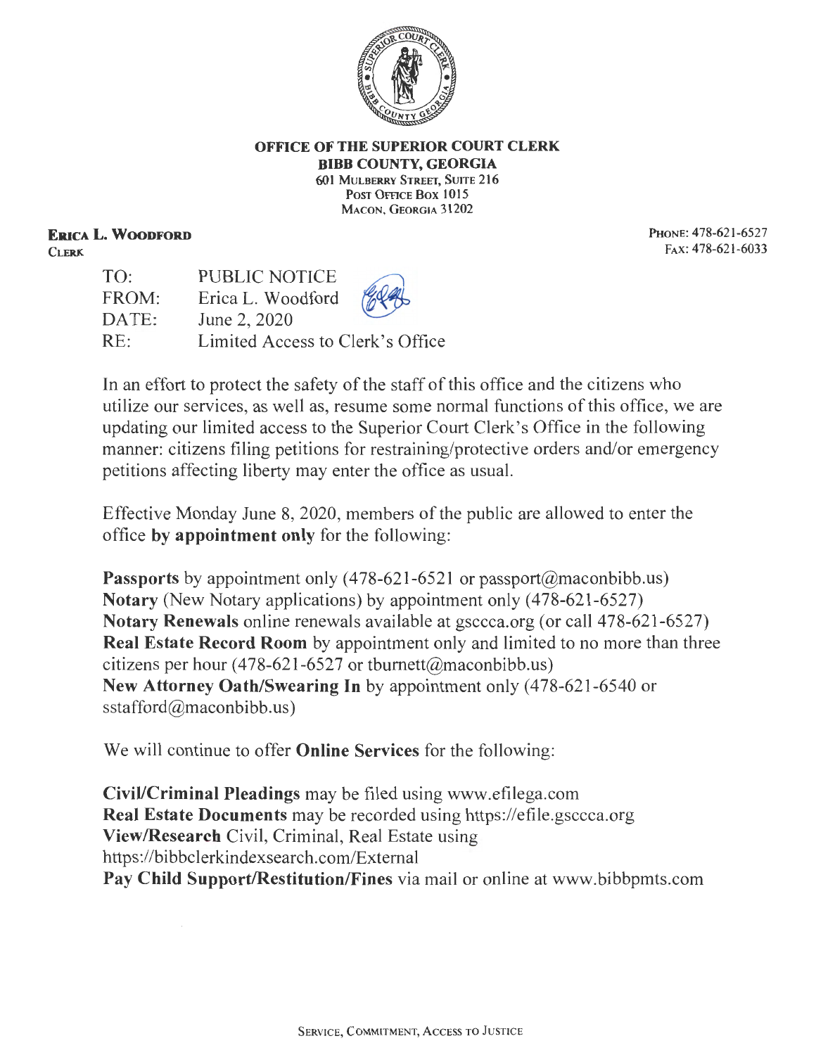**OFFICE OF THE SUPERIOR COURT CLERK**
**BIBB COUNTY, GEORGIA**
601 Mulberry Street, Suite 216
Post Office Box 1015
Macon, Georgia 31202

**Erica L. Woodford**
Clerk

Phone: 478-621-6527
Fax: 478-621-6033

TO: PUBLIC NOTICE
FROM: Erica L. Woodford
DATE: June 2, 2020
RE: Limited Access to Clerk's Office

In an effort to protect the safety of the staff of this office and the citizens who utilize our services, as well as, resume some normal functions of this office, we are updating our limited access to the Superior Court Clerk's Office in the following manner: citizens filing petitions for restraining/protective orders and/or emergency petitions affecting liberty may enter the office as usual.

Effective Monday June 8, 2020, members of the public are allowed to enter the office **by appointment only** for the following:

**Passports** by appointment only (478-621-6521 or passport@maconbibb.us)
**Notary** (New Notary applications) by appointment only (478-621-6527)
**Notary Renewals** online renewals available at gsccca.org (or call 478-621-6527)
**Real Estate Record Room** by appointment only and limited to no more than three citizens per hour (478-621-6527 or tburnett@maconbibb.us)
**New Attorney Oath/Swearing In** by appointment only (478-621-6540 or sstafford@maconbibb.us)

We will continue to offer **Online Services** for the following:

**Civil/Criminal Pleadings** may be filed using www.efilega.com
**Real Estate Documents** may be recorded using https://efile.gsccca.org
**View/Research** Civil, Criminal, Real Estate using https://bibbclerkindexsearch.com/External
**Pay Child Support/Restitution/Fines** via mail or online at www.bibbpmts.com

Service, Commitment, Access to Justice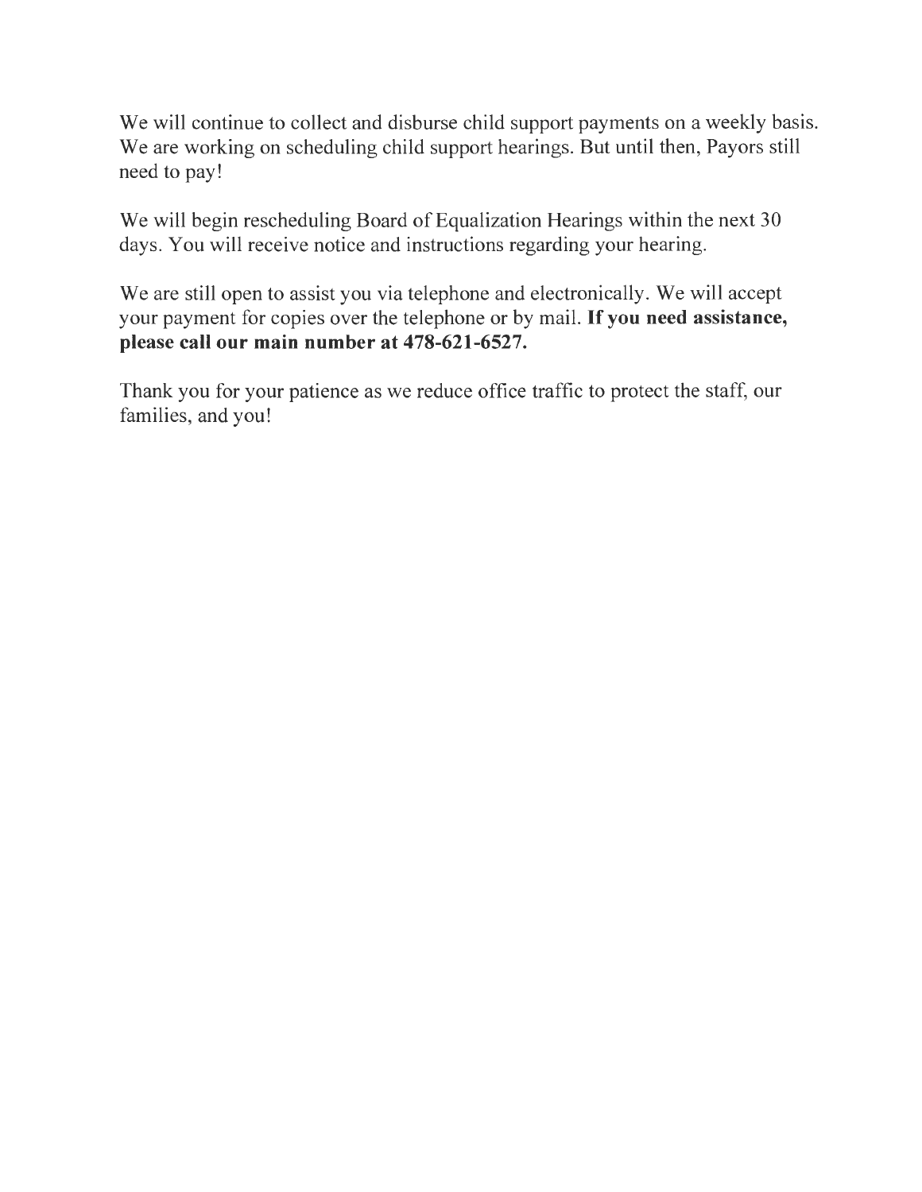We will continue to collect and disburse child support payments on a weekly basis. We are working on scheduling child support hearings. But until then, Payors still need to pay!

We will begin rescheduling Board of Equalization Hearings within the next 30 days. You will receive notice and instructions regarding your hearing.

We are still open to assist you via telephone and electronically. We will accept your payment for copies over the telephone or by mail. **If you need assistance, please call our main number at 478-621-6527.**

Thank you for your patience as we reduce office traffic to protect the staff, our families, and you!